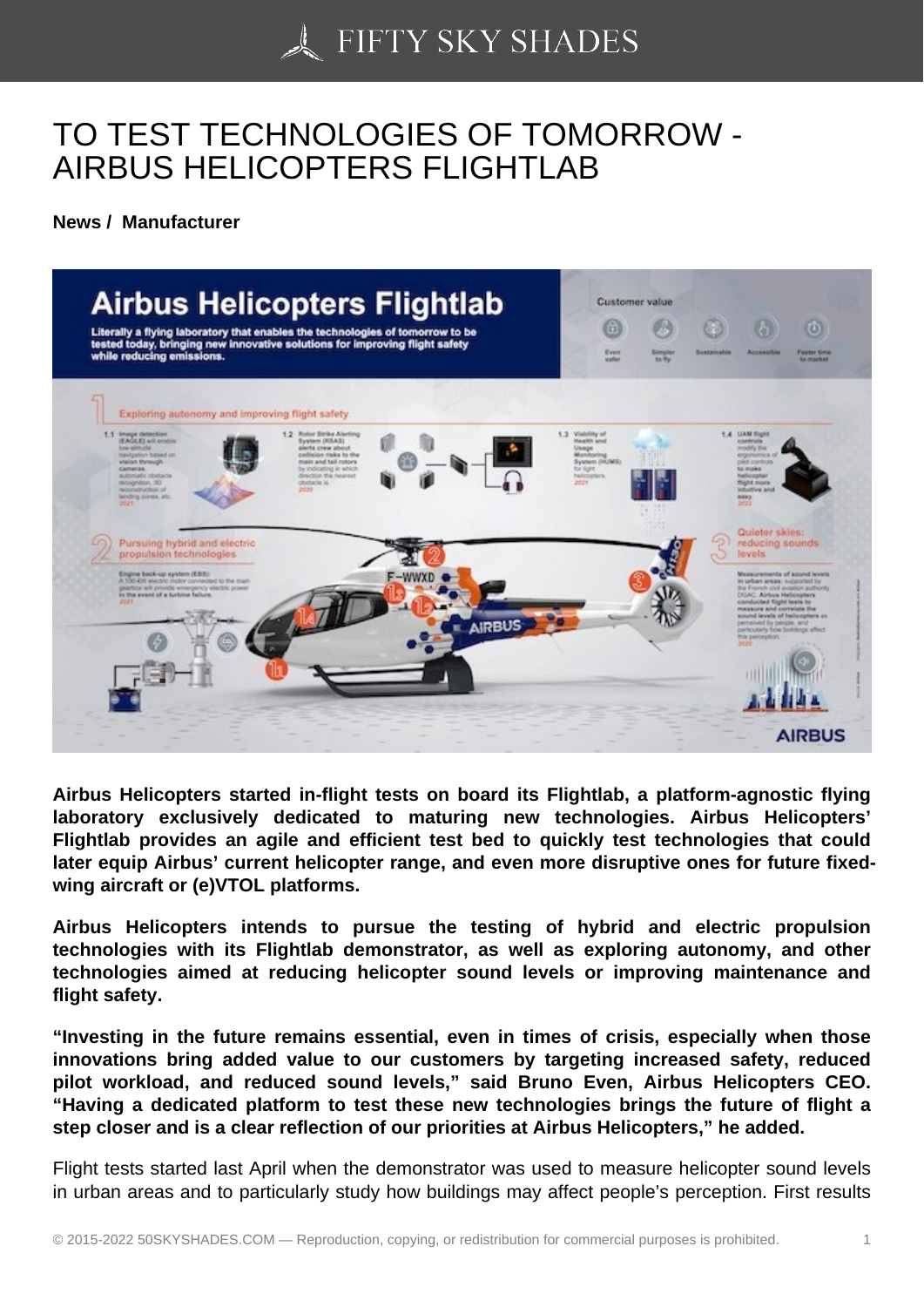# TO TEST TECHNOLOGIES OF TOMORROW - AIRBUS HELICOPTERS FLIGHTLAB

**News / Manufacturer**

**Airbus Helicopters started in-flight tests on board its Flightlab, a platform-agnostic flying laboratory exclusively dedicated to maturing new technologies. Airbus Helicopters' Flightlab provides an agile and efficient test bed to quickly test technologies that could later equip Airbus' current helicopter range, and even more disruptive ones for future fixed-wing aircraft or (e)VTOL platforms.**

**Airbus Helicopters intends to pursue the testing of hybrid and electric propulsion technologies with its Flightlab demonstrator, as well as exploring autonomy, and other technologies aimed at reducing helicopter sound levels or improving maintenance and flight safety.**

**"Investing in the future remains essential, even in times of crisis, especially when those innovations bring added value to our customers by targeting increased safety, reduced pilot workload, and reduced sound levels," said Bruno Even, Airbus Helicopters CEO. "Having a dedicated platform to test these new technologies brings the future of flight a step closer and is a clear reflection of our priorities at Airbus Helicopters," he added.**

Flight tests started last April when the demonstrator was used to measure helicopter sound levels in urban areas and to particularly study how buildings may affect people's perception. First results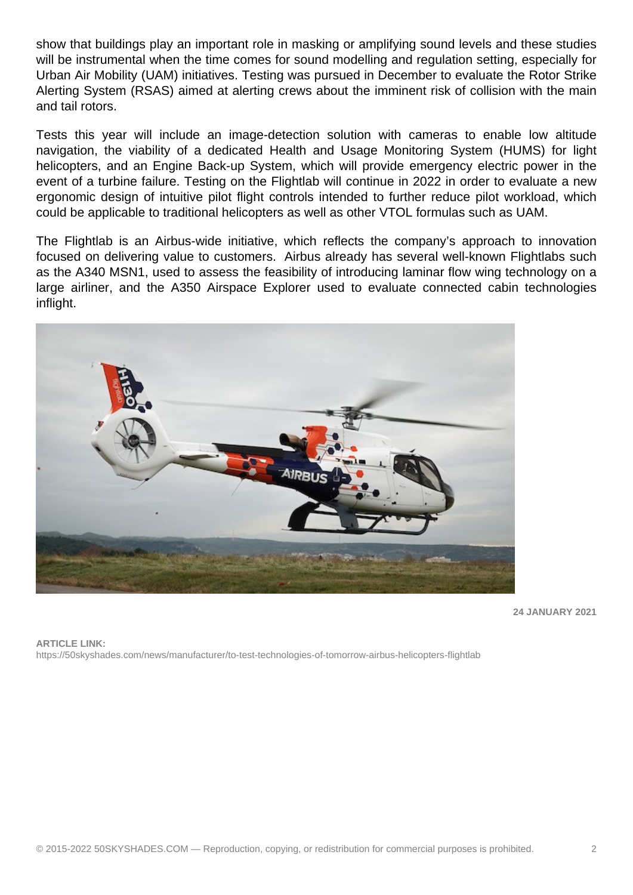show that buildings play an important role in masking or amplifying sound levels and these studies will be instrumental when the time comes for sound modelling and regulation setting, especially for Urban Air Mobility (UAM) initiatives. Testing was pursued in December to evaluate the Rotor Strike Alerting System (RSAS) aimed at alerting crews about the imminent risk of collision with the main and tail rotors.

Tests this year will include an image-detection solution with cameras to enable low altitude navigation, the viability of a dedicated Health and Usage Monitoring System (HUMS) for light helicopters, and an Engine Back-up System, which will provide emergency electric power in the event of a turbine failure. Testing on the Flightlab will continue in 2022 in order to evaluate a new ergonomic design of intuitive pilot flight controls intended to further reduce pilot workload, which could be applicable to traditional helicopters as well as other VTOL formulas such as UAM.

The Flightlab is an Airbus-wide initiative, which reflects the company's approach to innovation focused on delivering value to customers. Airbus already has several well-known Flightlabs such as the A340 MSN1, used to assess the feasibility of introducing laminar flow wing technology on a large airliner, and the A350 Airspace Explorer used to evaluate connected cabin technologies inflight.

**24 JANUARY 2021**

**ARTICLE LINK:**
https://50skyshades.com/news/manufacturer/to-test-technologies-of-tomorrow-airbus-helicopters-flightlab

© 2015-2022 50SKYSHADES.COM — Reproduction, copying, or redistribution for commercial purposes is prohibited.